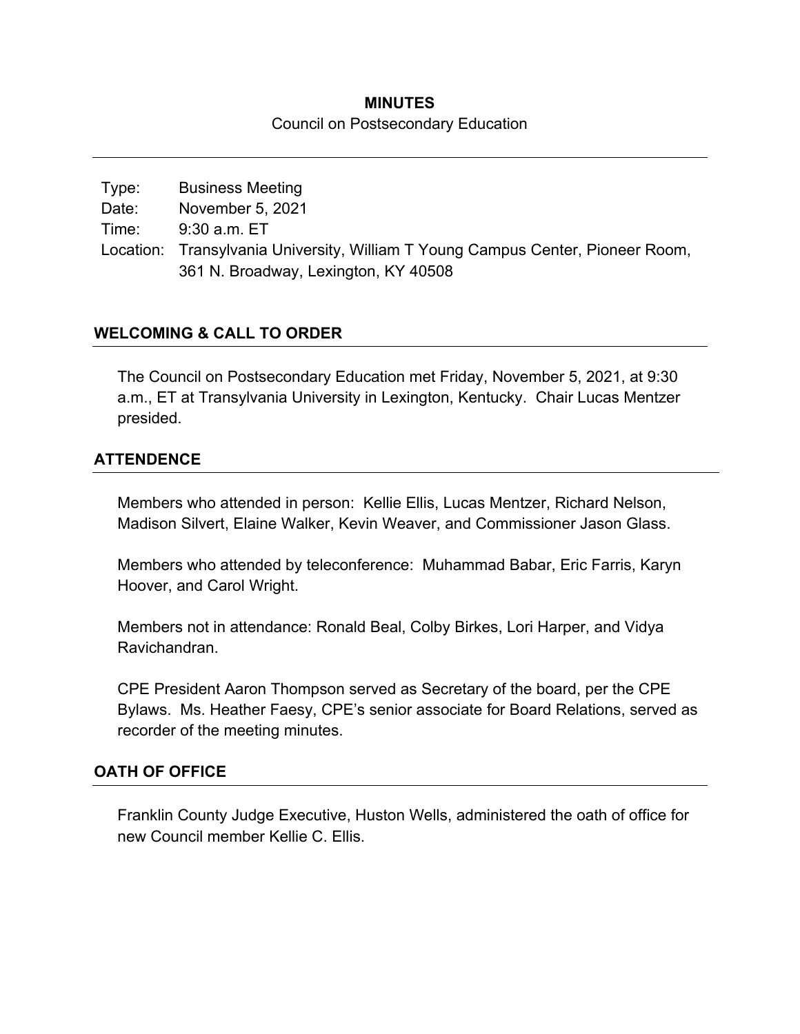**MINUTES**

Council on Postsecondary Education

| | |
|---|---|
| Type: | Business Meeting |
| Date: | November 5, 2021 |
| Time: | 9:30 a.m. ET |
| Location: | Transylvania University, William T Young Campus Center, Pioneer Room, 361 N. Broadway, Lexington, KY 40508 |

## WELCOMING & CALL TO ORDER

The Council on Postsecondary Education met Friday, November 5, 2021, at 9:30 a.m., ET at Transylvania University in Lexington, Kentucky. Chair Lucas Mentzer presided.

## ATTENDENCE

Members who attended in person: Kellie Ellis, Lucas Mentzer, Richard Nelson, Madison Silvert, Elaine Walker, Kevin Weaver, and Commissioner Jason Glass.

Members who attended by teleconference: Muhammad Babar, Eric Farris, Karyn Hoover, and Carol Wright.

Members not in attendance: Ronald Beal, Colby Birkes, Lori Harper, and Vidya Ravichandran.

CPE President Aaron Thompson served as Secretary of the board, per the CPE Bylaws. Ms. Heather Faesy, CPE's senior associate for Board Relations, served as recorder of the meeting minutes.

## OATH OF OFFICE

Franklin County Judge Executive, Huston Wells, administered the oath of office for new Council member Kellie C. Ellis.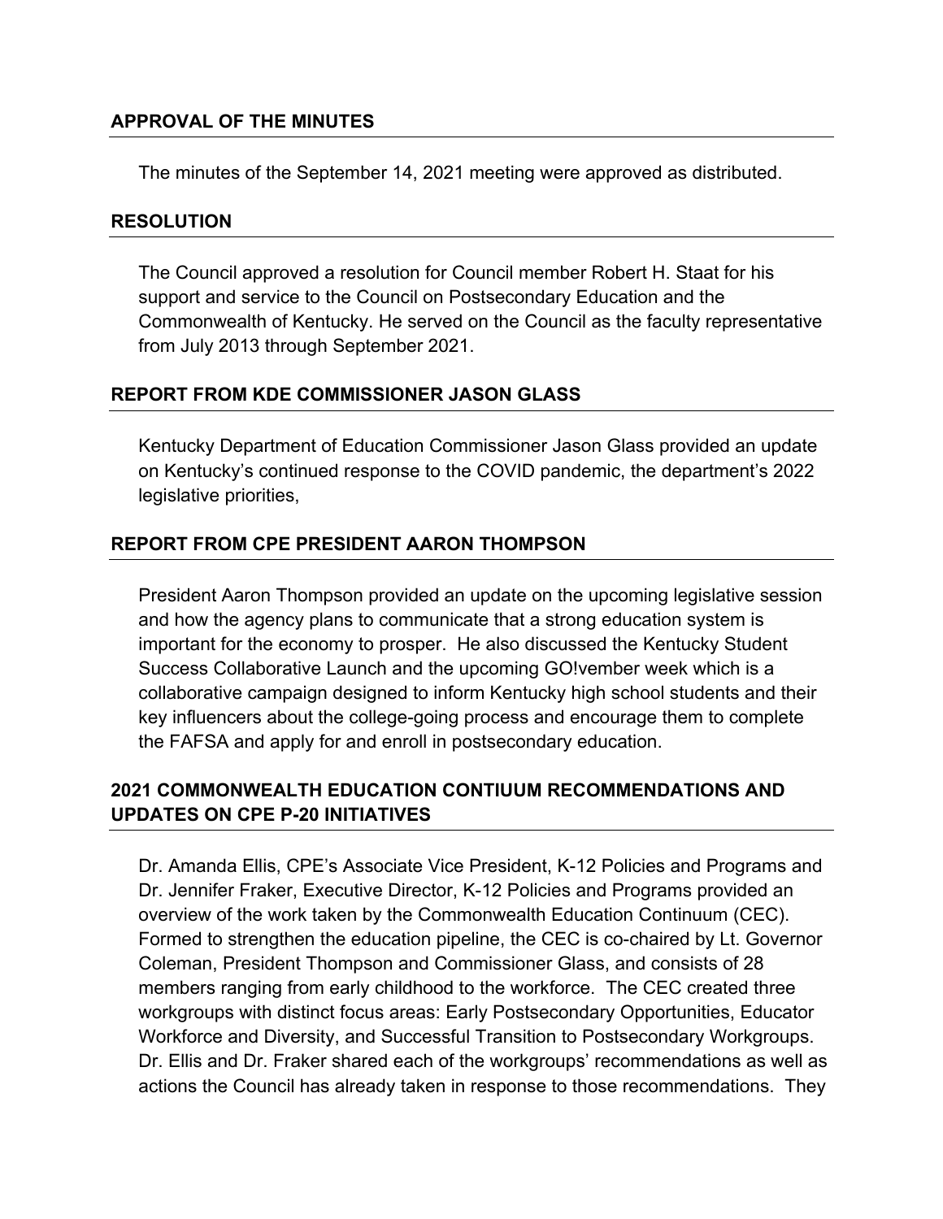## APPROVAL OF THE MINUTES

The minutes of the September 14, 2021 meeting were approved as distributed.

## RESOLUTION

The Council approved a resolution for Council member Robert H. Staat for his support and service to the Council on Postsecondary Education and the Commonwealth of Kentucky. He served on the Council as the faculty representative from July 2013 through September 2021.

## REPORT FROM KDE COMMISSIONER JASON GLASS

Kentucky Department of Education Commissioner Jason Glass provided an update on Kentucky's continued response to the COVID pandemic, the department's 2022 legislative priorities,

## REPORT FROM CPE PRESIDENT AARON THOMPSON

President Aaron Thompson provided an update on the upcoming legislative session and how the agency plans to communicate that a strong education system is important for the economy to prosper. He also discussed the Kentucky Student Success Collaborative Launch and the upcoming GO!vember week which is a collaborative campaign designed to inform Kentucky high school students and their key influencers about the college-going process and encourage them to complete the FAFSA and apply for and enroll in postsecondary education.

## 2021 COMMONWEALTH EDUCATION CONTIUUM RECOMMENDATIONS AND UPDATES ON CPE P-20 INITIATIVES

Dr. Amanda Ellis, CPE's Associate Vice President, K-12 Policies and Programs and Dr. Jennifer Fraker, Executive Director, K-12 Policies and Programs provided an overview of the work taken by the Commonwealth Education Continuum (CEC). Formed to strengthen the education pipeline, the CEC is co-chaired by Lt. Governor Coleman, President Thompson and Commissioner Glass, and consists of 28 members ranging from early childhood to the workforce. The CEC created three workgroups with distinct focus areas: Early Postsecondary Opportunities, Educator Workforce and Diversity, and Successful Transition to Postsecondary Workgroups. Dr. Ellis and Dr. Fraker shared each of the workgroups' recommendations as well as actions the Council has already taken in response to those recommendations. They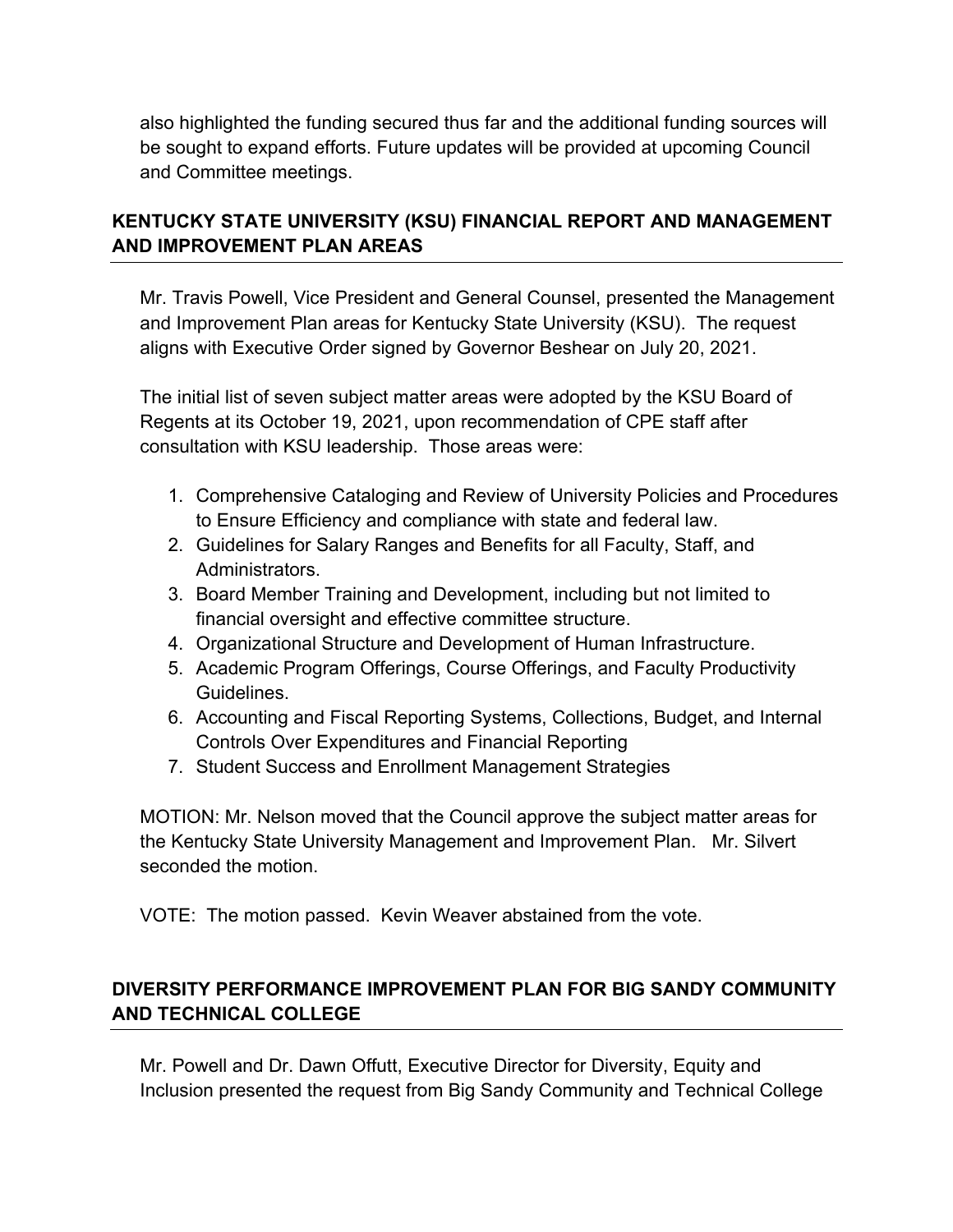also highlighted the funding secured thus far and the additional funding sources will be sought to expand efforts. Future updates will be provided at upcoming Council and Committee meetings.

## KENTUCKY STATE UNIVERSITY (KSU) FINANCIAL REPORT AND MANAGEMENT AND IMPROVEMENT PLAN AREAS

Mr. Travis Powell, Vice President and General Counsel, presented the Management and Improvement Plan areas for Kentucky State University (KSU). The request aligns with Executive Order signed by Governor Beshear on July 20, 2021.

The initial list of seven subject matter areas were adopted by the KSU Board of Regents at its October 19, 2021, upon recommendation of CPE staff after consultation with KSU leadership. Those areas were:

1. Comprehensive Cataloging and Review of University Policies and Procedures to Ensure Efficiency and compliance with state and federal law.
2. Guidelines for Salary Ranges and Benefits for all Faculty, Staff, and Administrators.
3. Board Member Training and Development, including but not limited to financial oversight and effective committee structure.
4. Organizational Structure and Development of Human Infrastructure.
5. Academic Program Offerings, Course Offerings, and Faculty Productivity Guidelines.
6. Accounting and Fiscal Reporting Systems, Collections, Budget, and Internal Controls Over Expenditures and Financial Reporting
7. Student Success and Enrollment Management Strategies

MOTION: Mr. Nelson moved that the Council approve the subject matter areas for the Kentucky State University Management and Improvement Plan. Mr. Silvert seconded the motion.

VOTE: The motion passed. Kevin Weaver abstained from the vote.

## DIVERSITY PERFORMANCE IMPROVEMENT PLAN FOR BIG SANDY COMMUNITY AND TECHNICAL COLLEGE

Mr. Powell and Dr. Dawn Offutt, Executive Director for Diversity, Equity and Inclusion presented the request from Big Sandy Community and Technical College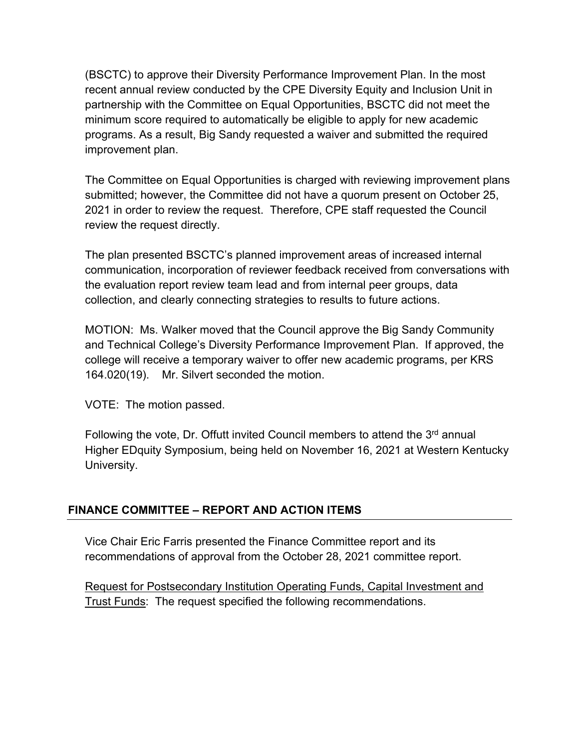(BSCTC) to approve their Diversity Performance Improvement Plan. In the most recent annual review conducted by the CPE Diversity Equity and Inclusion Unit in partnership with the Committee on Equal Opportunities, BSCTC did not meet the minimum score required to automatically be eligible to apply for new academic programs. As a result, Big Sandy requested a waiver and submitted the required improvement plan.

The Committee on Equal Opportunities is charged with reviewing improvement plans submitted; however, the Committee did not have a quorum present on October 25, 2021 in order to review the request. Therefore, CPE staff requested the Council review the request directly.

The plan presented BSCTC's planned improvement areas of increased internal communication, incorporation of reviewer feedback received from conversations with the evaluation report review team lead and from internal peer groups, data collection, and clearly connecting strategies to results to future actions.

MOTION: Ms. Walker moved that the Council approve the Big Sandy Community and Technical College's Diversity Performance Improvement Plan. If approved, the college will receive a temporary waiver to offer new academic programs, per KRS 164.020(19). Mr. Silvert seconded the motion.

VOTE: The motion passed.

Following the vote, Dr. Offutt invited Council members to attend the 3rd annual Higher EDquity Symposium, being held on November 16, 2021 at Western Kentucky University.

## FINANCE COMMITTEE – REPORT AND ACTION ITEMS

Vice Chair Eric Farris presented the Finance Committee report and its recommendations of approval from the October 28, 2021 committee report.

Request for Postsecondary Institution Operating Funds, Capital Investment and Trust Funds: The request specified the following recommendations.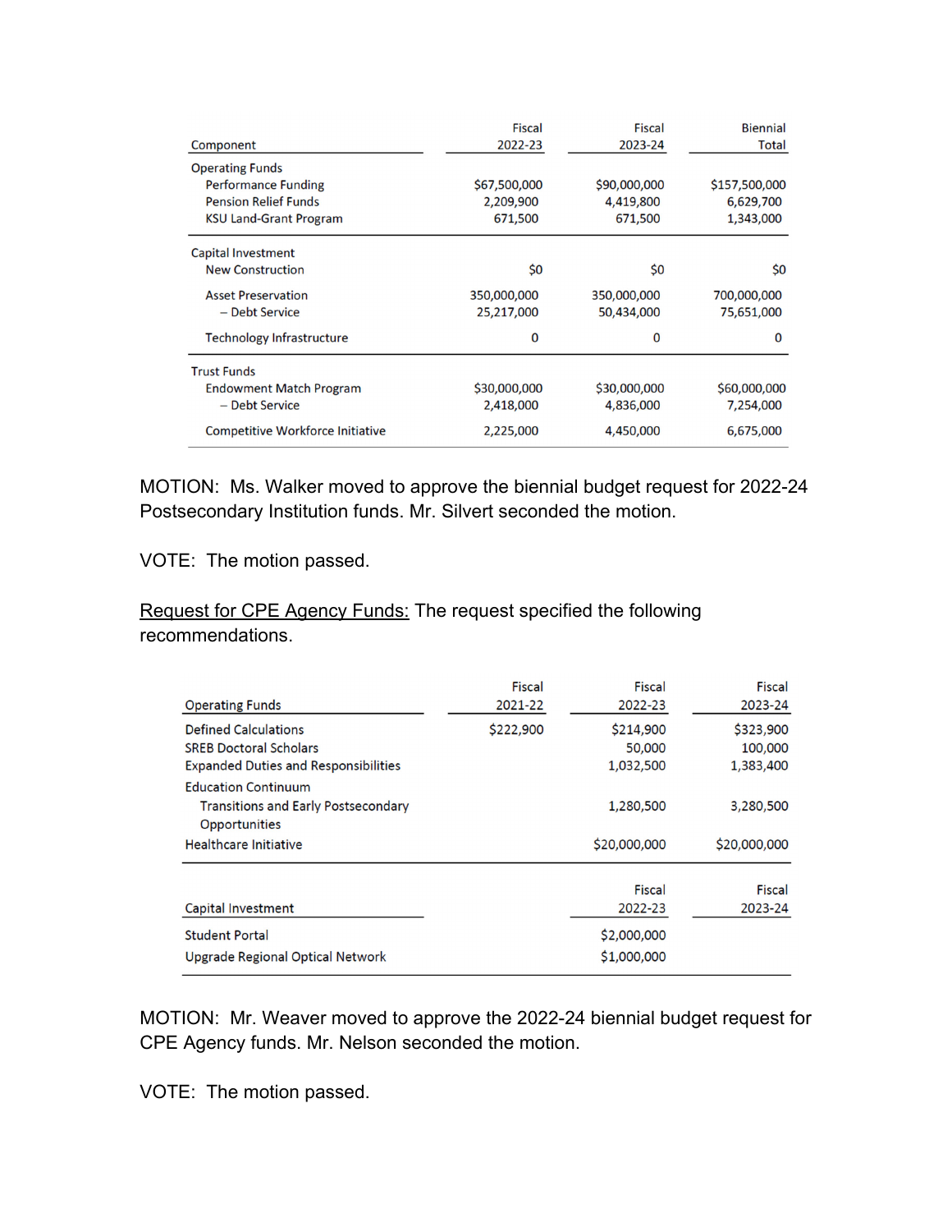| Component | Fiscal 2022-23 | Fiscal 2023-24 | Biennial Total |
|---|---|---|---|
| Operating Funds | | | |
| Performance Funding | $67,500,000 | $90,000,000 | $157,500,000 |
| Pension Relief Funds | 2,209,900 | 4,419,800 | 6,629,700 |
| KSU Land-Grant Program | 671,500 | 671,500 | 1,343,000 |
| Capital Investment | | | |
| New Construction | $0 | $0 | $0 |
| Asset Preservation | 350,000,000 | 350,000,000 | 700,000,000 |
| – Debt Service | 25,217,000 | 50,434,000 | 75,651,000 |
| Technology Infrastructure | 0 | 0 | 0 |
| Trust Funds | | | |
| Endowment Match Program | $30,000,000 | $30,000,000 | $60,000,000 |
| – Debt Service | 2,418,000 | 4,836,000 | 7,254,000 |
| Competitive Workforce Initiative | 2,225,000 | 4,450,000 | 6,675,000 |

MOTION: Ms. Walker moved to approve the biennial budget request for 2022-24 Postsecondary Institution funds. Mr. Silvert seconded the motion.

VOTE: The motion passed.

<u>Request for CPE Agency Funds:</u> The request specified the following recommendations.

| Operating Funds | Fiscal 2021-22 | Fiscal 2022-23 | Fiscal 2023-24 |
|---|---|---|---|
| Defined Calculations | $222,900 | $214,900 | $323,900 |
| SREB Doctoral Scholars | | 50,000 | 100,000 |
| Expanded Duties and Responsibilities | | 1,032,500 | 1,383,400 |
| Education Continuum | | | |
| Transitions and Early Postsecondary Opportunities | | 1,280,500 | 3,280,500 |
| Healthcare Initiative | | $20,000,000 | $20,000,000 |

| Capital Investment | Fiscal 2022-23 | Fiscal 2023-24 |
|---|---|---|
| Student Portal | $2,000,000 | |
| Upgrade Regional Optical Network | $1,000,000 | |

MOTION: Mr. Weaver moved to approve the 2022-24 biennial budget request for CPE Agency funds. Mr. Nelson seconded the motion.

VOTE: The motion passed.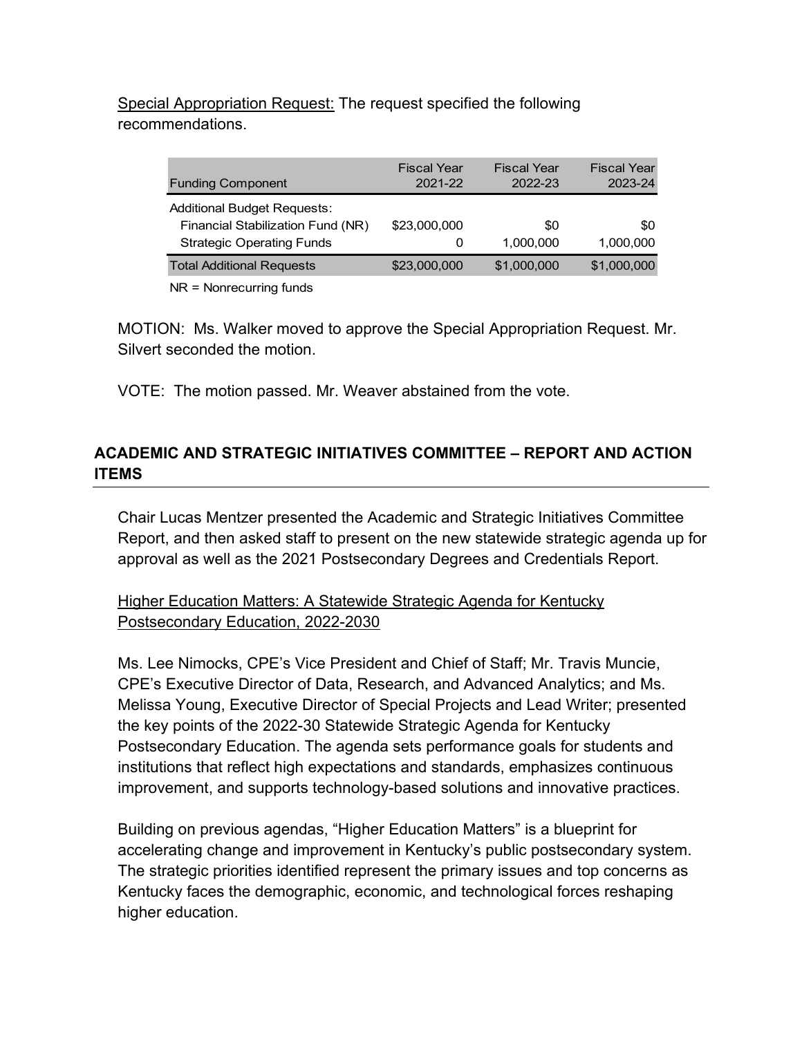Special Appropriation Request: The request specified the following recommendations.

| Funding Component | Fiscal Year 2021-22 | Fiscal Year 2022-23 | Fiscal Year 2023-24 |
|---|---|---|---|
| Additional Budget Requests: | | | |
| Financial Stabilization Fund (NR) | $23,000,000 | $0 | $0 |
| Strategic Operating Funds | 0 | 1,000,000 | 1,000,000 |
| Total Additional Requests | $23,000,000 | $1,000,000 | $1,000,000 |

NR = Nonrecurring funds

MOTION: Ms. Walker moved to approve the Special Appropriation Request. Mr. Silvert seconded the motion.

VOTE: The motion passed. Mr. Weaver abstained from the vote.

## ACADEMIC AND STRATEGIC INITIATIVES COMMITTEE – REPORT AND ACTION ITEMS

Chair Lucas Mentzer presented the Academic and Strategic Initiatives Committee Report, and then asked staff to present on the new statewide strategic agenda up for approval as well as the 2021 Postsecondary Degrees and Credentials Report.

Higher Education Matters: A Statewide Strategic Agenda for Kentucky Postsecondary Education, 2022-2030

Ms. Lee Nimocks, CPE's Vice President and Chief of Staff; Mr. Travis Muncie, CPE's Executive Director of Data, Research, and Advanced Analytics; and Ms. Melissa Young, Executive Director of Special Projects and Lead Writer; presented the key points of the 2022-30 Statewide Strategic Agenda for Kentucky Postsecondary Education. The agenda sets performance goals for students and institutions that reflect high expectations and standards, emphasizes continuous improvement, and supports technology-based solutions and innovative practices.

Building on previous agendas, "Higher Education Matters" is a blueprint for accelerating change and improvement in Kentucky's public postsecondary system. The strategic priorities identified represent the primary issues and top concerns as Kentucky faces the demographic, economic, and technological forces reshaping higher education.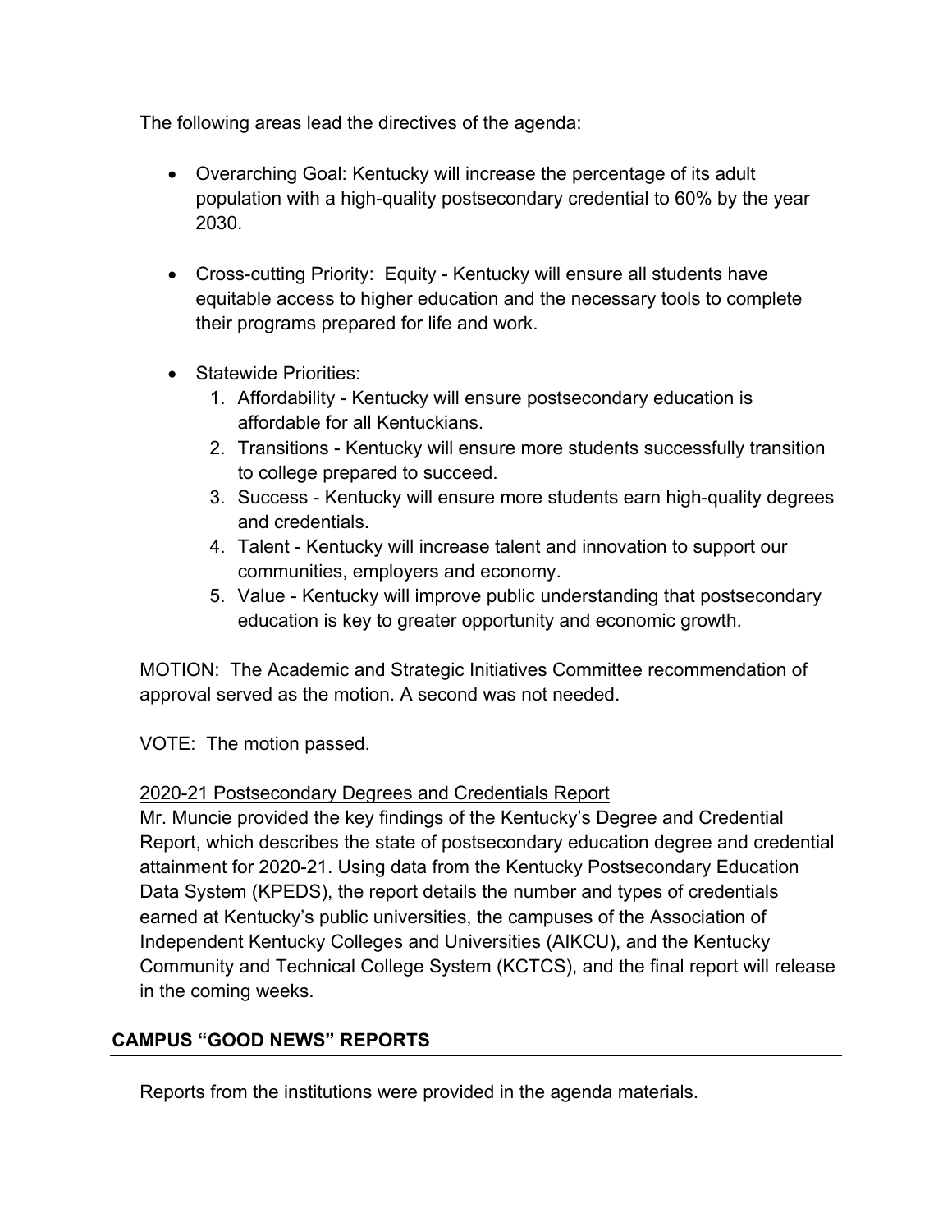The following areas lead the directives of the agenda:

- Overarching Goal: Kentucky will increase the percentage of its adult population with a high-quality postsecondary credential to 60% by the year 2030.

- Cross-cutting Priority: Equity - Kentucky will ensure all students have equitable access to higher education and the necessary tools to complete their programs prepared for life and work.

- Statewide Priorities:
  1. Affordability - Kentucky will ensure postsecondary education is affordable for all Kentuckians.
  2. Transitions - Kentucky will ensure more students successfully transition to college prepared to succeed.
  3. Success - Kentucky will ensure more students earn high-quality degrees and credentials.
  4. Talent - Kentucky will increase talent and innovation to support our communities, employers and economy.
  5. Value - Kentucky will improve public understanding that postsecondary education is key to greater opportunity and economic growth.

MOTION: The Academic and Strategic Initiatives Committee recommendation of approval served as the motion. A second was not needed.

VOTE: The motion passed.

<u>2020-21 Postsecondary Degrees and Credentials Report</u>
Mr. Muncie provided the key findings of the Kentucky's Degree and Credential Report, which describes the state of postsecondary education degree and credential attainment for 2020-21. Using data from the Kentucky Postsecondary Education Data System (KPEDS), the report details the number and types of credentials earned at Kentucky's public universities, the campuses of the Association of Independent Kentucky Colleges and Universities (AIKCU), and the Kentucky Community and Technical College System (KCTCS), and the final report will release in the coming weeks.

## CAMPUS "GOOD NEWS" REPORTS

Reports from the institutions were provided in the agenda materials.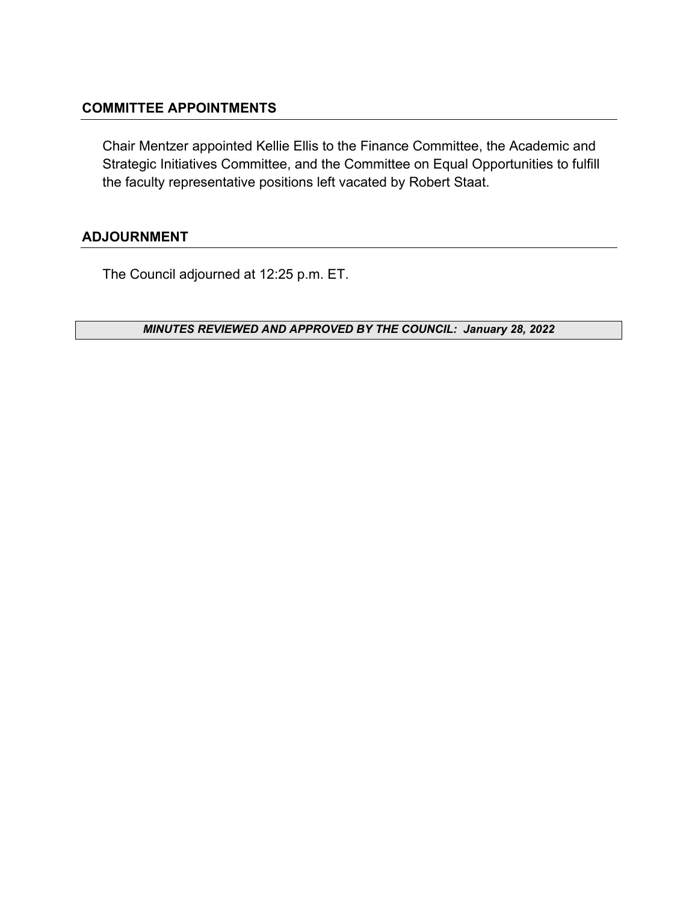## COMMITTEE APPOINTMENTS

Chair Mentzer appointed Kellie Ellis to the Finance Committee, the Academic and Strategic Initiatives Committee, and the Committee on Equal Opportunities to fulfill the faculty representative positions left vacated by Robert Staat.

## ADJOURNMENT

The Council adjourned at 12:25 p.m. ET.

***MINUTES REVIEWED AND APPROVED BY THE COUNCIL: January 28, 2022***